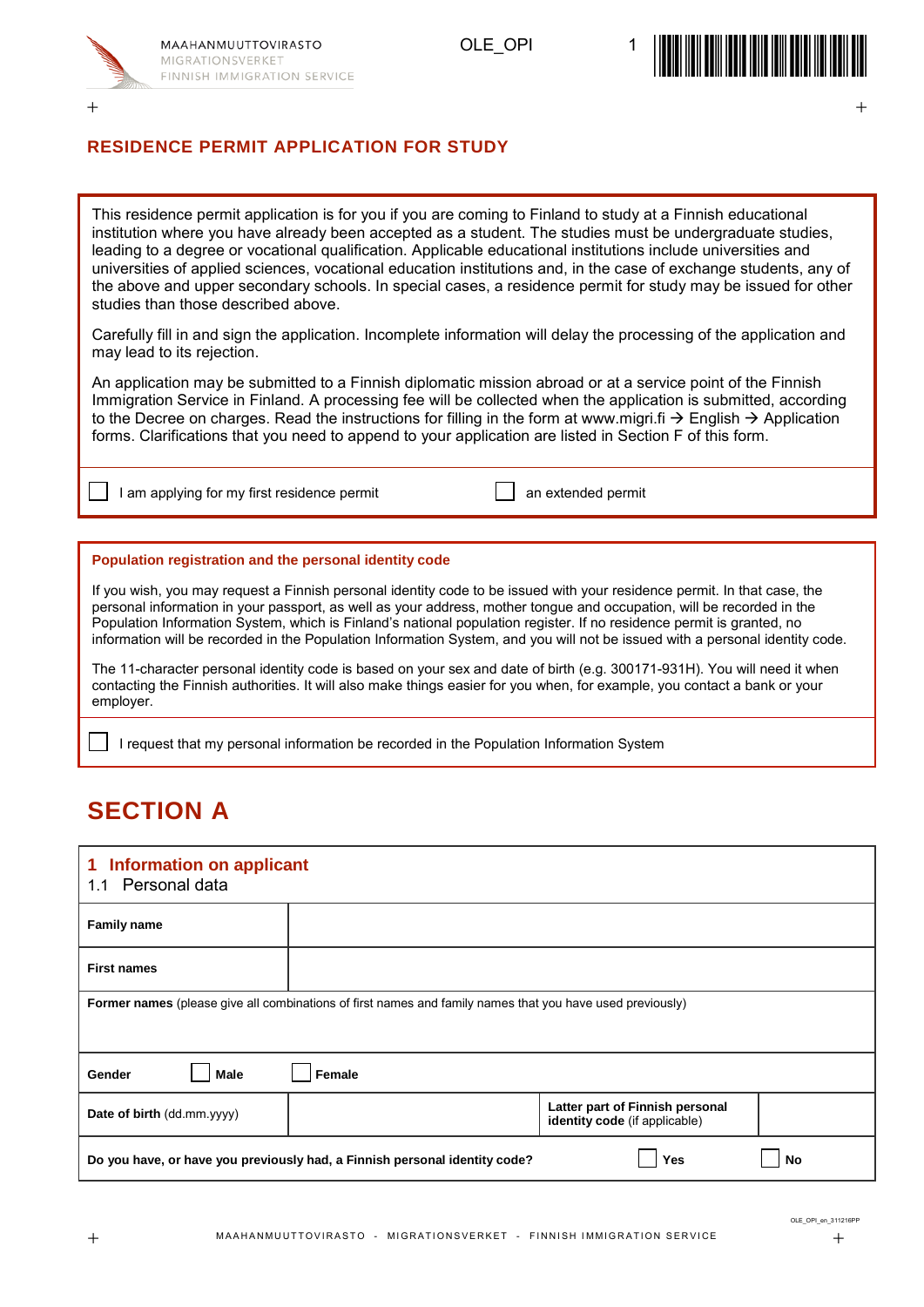MAAHANMUUTTOVIRASTO
MIGRATIONSVERKET
FINNISH IMMIGRATION SERVICE

OLE_OPI

# RESIDENCE PERMIT APPLICATION FOR STUDY

This residence permit application is for you if you are coming to Finland to study at a Finnish educational institution where you have already been accepted as a student. The studies must be undergraduate studies, leading to a degree or vocational qualification. Applicable educational institutions include universities and universities of applied sciences, vocational education institutions and, in the case of exchange students, any of the above and upper secondary schools. In special cases, a residence permit for study may be issued for other studies than those described above.

Carefully fill in and sign the application. Incomplete information will delay the processing of the application and may lead to its rejection.

An application may be submitted to a Finnish diplomatic mission abroad or at a service point of the Finnish Immigration Service in Finland. A processing fee will be collected when the application is submitted, according to the Decree on charges. Read the instructions for filling in the form at www.migri.fi → English → Application forms. Clarifications that you need to append to your application are listed in Section F of this form.

☐ I am applying for my first residence permit ☐ an extended permit

### Population registration and the personal identity code

If you wish, you may request a Finnish personal identity code to be issued with your residence permit. In that case, the personal information in your passport, as well as your address, mother tongue and occupation, will be recorded in the Population Information System, which is Finland's national population register. If no residence permit is granted, no information will be recorded in the Population Information System, and you will not be issued with a personal identity code.

The 11-character personal identity code is based on your sex and date of birth (e.g. 300171-931H). You will need it when contacting the Finnish authorities. It will also make things easier for you when, for example, you contact a bank or your employer.

☐ I request that my personal information be recorded in the Population Information System

# SECTION A

## 1 Information on applicant

1.1 Personal data

| | | | |
|---|---|---|---|
| **Family name** | | | |
| **First names** | | | |
| **Former names** (please give all combinations of first names and family names that you have used previously) | | | |
| **Gender** ☐ **Male** | ☐ **Female** | | |
| **Date of birth** (dd.mm.yyyy) | | **Latter part of Finnish personal identity code** (if applicable) | |
| **Do you have, or have you previously had, a Finnish personal identity code?** | | ☐ **Yes** | ☐ **No** |

OLE_OPI_en_311216PP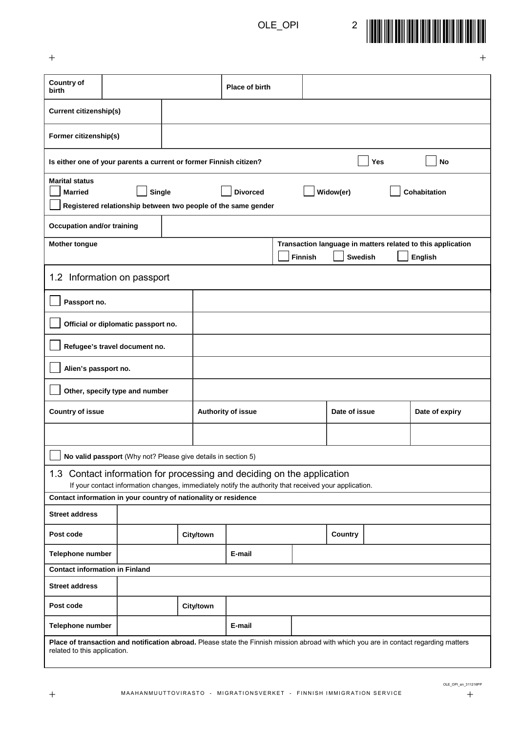| **Country of birth** | | **Place of birth** | |
|---|---|---|---|

| **Current citizenship(s)** | |
|---|---|
| **Former citizenship(s)** | |

**Is either one of your parents a current or former Finnish citizer?** ☐ **Yes** ☐ **No**

**Marital status**
☐ **Married** ☐ **Single** ☐ **Divorced** ☐ **Widow(er)** ☐ **Cohabitation**
☐ **Registered relationship between two people of the same gender**

| **Occupation and/or training** | |
|---|---|

| **Mother tongue** | **Transaction language in matters related to this application** ☐ **Finnish** ☐ **Swedish** ☐ **English** |
|---|---|

## 1.2 Information on passport

| | |
|---|---|
| ☐ **Passport no.** | |
| ☐ **Official or diplomatic passport no.** | |
| ☐ **Refugee's travel document no.** | |
| ☐ **Alien's passport no.** | |
| ☐ **Other, specify type and number** | |

| **Country of issue** | **Authority of issue** | **Date of issue** | **Date of expiry** |
|---|---|---|---|
| | | | |

☐ **No valid passport** (Why not? Please give details in section 5)

## 1.3 Contact information for processing and deciding on the application

If your contact information changes, immediately notify the authority that received your application.

**Contact information in your country of nationality or residence**

| **Street address** | | | | | |
|---|---|---|---|---|---|
| **Post code** | | **City/town** | | **Country** | |
| **Telephone number** | | **E-mail** | | | |

**Contact information in Finland**

| **Street address** | | | |
|---|---|---|---|
| **Post code** | | **City/town** | |
| **Telephone number** | | **E-mail** | |

**Place of transaction and notification abroad.** Please state the Finnish mission abroad with which you are in contact regarding matters related to this application.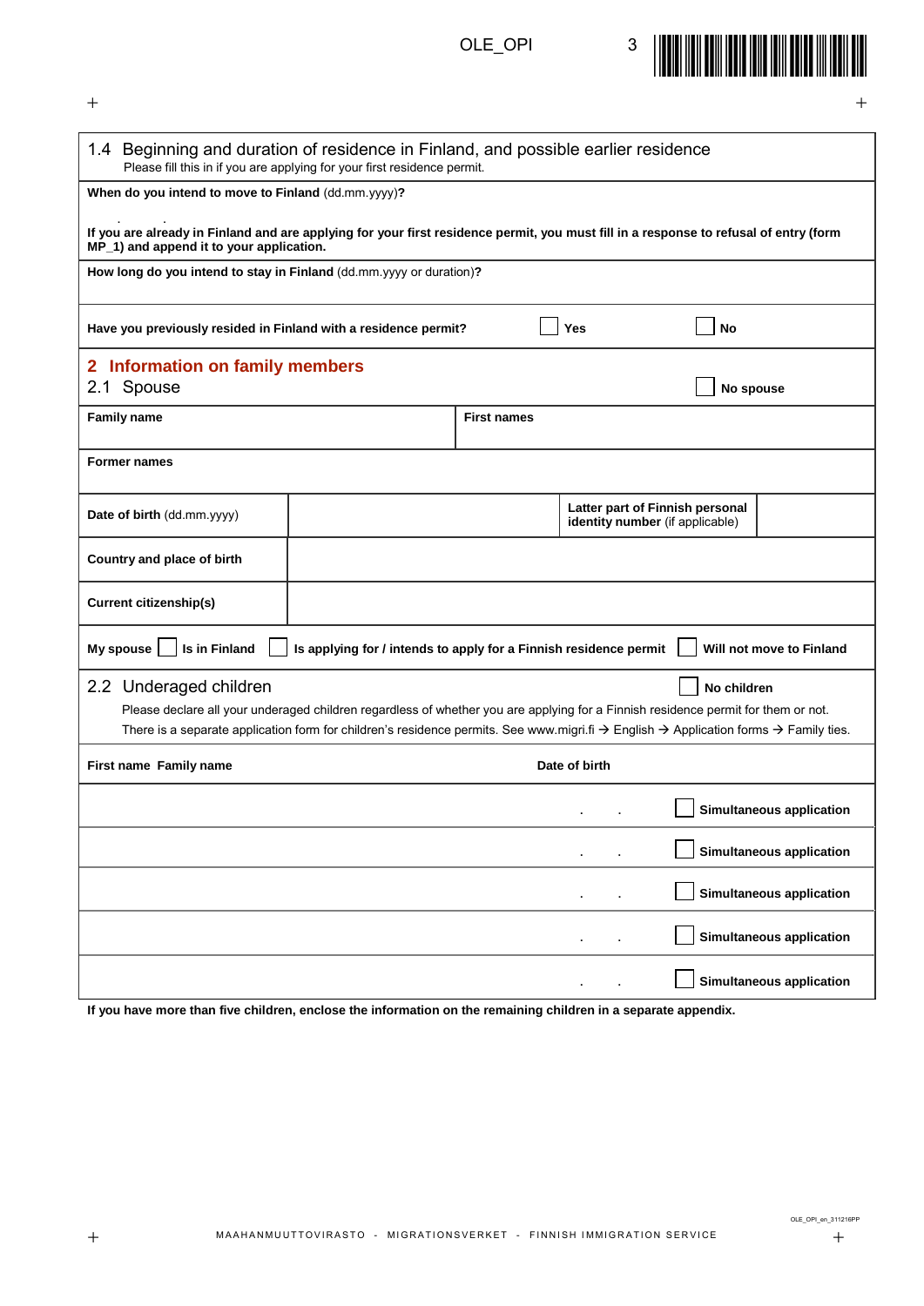## 1.4 Beginning and duration of residence in Finland, and possible earlier residence

Please fill this in if you are applying for your first residence permit.

**When do you intend to move to Finland** (dd.mm.yyyy)**?**

. .

**If you are already in Finland and are applying for your first residence permit, you must fill in a response to refusal of entry (form MP_1) and append it to your application.**

**How long do you intend to stay in Finland** (dd.mm.yyyy or duration)**?**

**Have you previously resided in Finland with a residence permit?** ☐ **Yes** ☐ **No**

## 2 Information on family members

### 2.1 Spouse

☐ **No spouse**

| **Family name** | **First names** |
|---|---|
| | |

**Former names**

| **Date of birth** (dd.mm.yyyy) | | **Latter part of Finnish personal identity number** (if applicable) | |
|---|---|---|---|
| **Country and place of birth** | | | |
| **Current citizenship(s)** | | | |

**My spouse** ☐ **Is in Finland** ☐ **Is applying for / intends to apply for a Finnish residence permit** ☐ **Will not move to Finland**

### 2.2 Underaged children

☐ **No children**

Please declare all your underaged children regardless of whether you are applying for a Finnish residence permit for them or not. There is a separate application form for children's residence permits. See www.migri.fi → English → Application forms → Family ties.

| **First name Family name** | **Date of birth** | |
|---|---|---|
| | . . | ☐ **Simultaneous application** |
| | . . | ☐ **Simultaneous application** |
| | . . | ☐ **Simultaneous application** |
| | . . | ☐ **Simultaneous application** |
| | . . | ☐ **Simultaneous application** |

**If you have more than five children, enclose the information on the remaining children in a separate appendix.**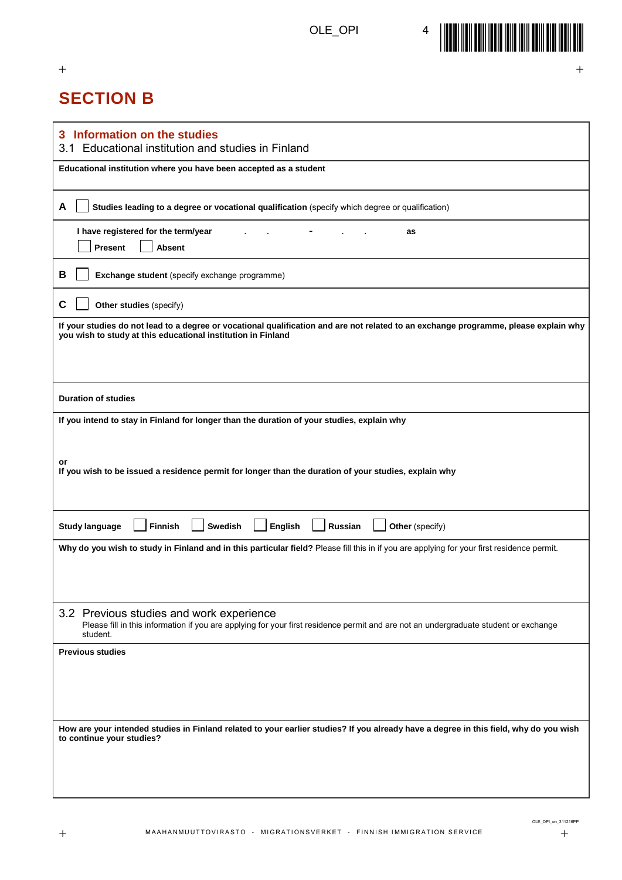# SECTION B

## 3 Information on the studies

### 3.1 Educational institution and studies in Finland

**Educational institution where you have been accepted as a student**

**A** ☐ **Studies leading to a degree or vocational qualification** (specify which degree or qualification)

**I have registered for the term/year** . . - . . **as**

☐ **Present** ☐ **Absent**

**B** ☐ **Exchange student** (specify exchange programme)

**C** ☐ **Other studies** (specify)

**If your studies do not lead to a degree or vocational qualification and are not related to an exchange programme, please explain why you wish to study at this educational institution in Finland**

**Duration of studies**

**If you intend to stay in Finland for longer than the duration of your studies, explain why**

**or**

**If you wish to be issued a residence permit for longer than the duration of your studies, explain why**

**Study language** ☐ **Finnish** ☐ **Swedish** ☐ **English** ☐ **Russian** ☐ **Other** (specify)

**Why do you wish to study in Finland and in this particular field?** Please fill this in if you are applying for your first residence permit.

### 3.2 Previous studies and work experience

Please fill in this information if you are applying for your first residence permit and are not an undergraduate student or exchange student.

**Previous studies**

**How are your intended studies in Finland related to your earlier studies? If you already have a degree in this field, why do you wish to continue your studies?**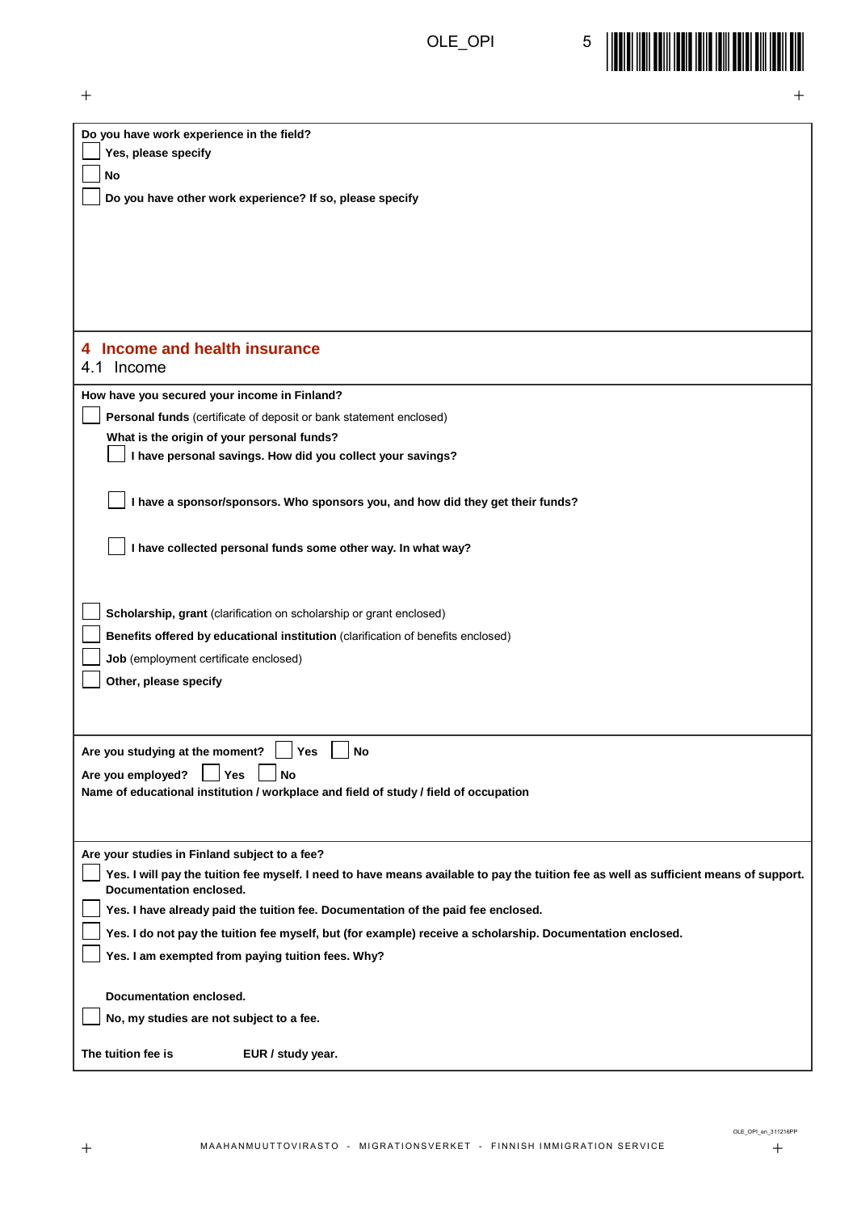**Do you have work experience in the field?**

- [ ] **Yes, please specify**
- [ ] **No**
- [ ] **Do you have other work experience? If so, please specify**

## 4 Income and health insurance

### 4.1 Income

**How have you secured your income in Finland?**

- [ ] **Personal funds** (certificate of deposit or bank statement enclosed)

  **What is the origin of your personal funds?**

  - [ ] **I have personal savings. How did you collect your savings?**
  - [ ] **I have a sponsor/sponsors. Who sponsors you, and how did they get their funds?**
  - [ ] **I have collected personal funds some other way. In what way?**

- [ ] **Scholarship, grant** (clarification on scholarship or grant enclosed)
- [ ] **Benefits offered by educational institution** (clarification of benefits enclosed)
- [ ] **Job** (employment certificate enclosed)
- [ ] **Other, please specify**

**Are you studying at the moment?** [ ] **Yes** [ ] **No**

**Are you employed?** [ ] **Yes** [ ] **No**

**Name of educational institution / workplace and field of study / field of occupation**

**Are your studies in Finland subject to a fee?**

- [ ] **Yes. I will pay the tuition fee myself. I need to have means available to pay the tuition fee as well as sufficient means of support. Documentation enclosed.**
- [ ] **Yes. I have already paid the tuition fee. Documentation of the paid fee enclosed.**
- [ ] **Yes. I do not pay the tuition fee myself, but (for example) receive a scholarship. Documentation enclosed.**
- [ ] **Yes. I am exempted from paying tuition fees. Why?**

  **Documentation enclosed.**

- [ ] **No, my studies are not subject to a fee.**

**The tuition fee is** &nbsp;&nbsp;&nbsp;&nbsp;&nbsp;&nbsp;&nbsp;&nbsp; **EUR / study year.**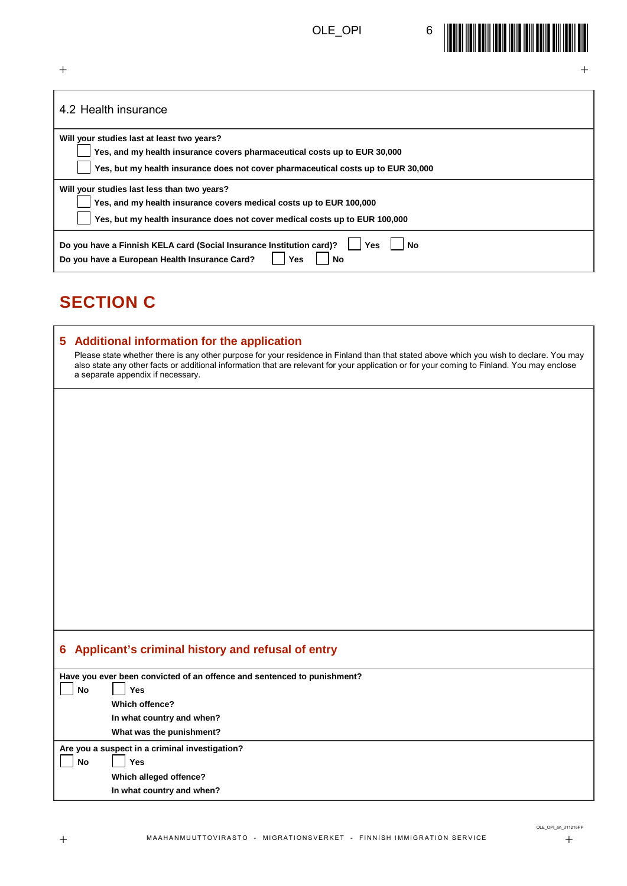## 4.2 Health insurance

**Will your studies last at least two years?**

- ☐ **Yes, and my health insurance covers pharmaceutical costs up to EUR 30,000**
- ☐ **Yes, but my health insurance does not cover pharmaceutical costs up to EUR 30,000**

**Will your studies last less than two years?**

- ☐ **Yes, and my health insurance covers medical costs up to EUR 100,000**
- ☐ **Yes, but my health insurance does not cover medical costs up to EUR 100,000**

**Do you have a Finnish KELA card (Social Insurance Institution card)?** ☐ **Yes** ☐ **No**

**Do you have a European Health Insurance Card?** ☐ **Yes** ☐ **No**

# SECTION C

## 5 Additional information for the application

Please state whether there is any other purpose for your residence in Finland than that stated above which you wish to declare. You may also state any other facts or additional information that are relevant for your application or for your coming to Finland. You may enclose a separate appendix if necessary.

## 6 Applicant's criminal history and refusal of entry

**Have you ever been convicted of an offence and sentenced to punishment?**

☐ **No** ☐ **Yes**

**Which offence?**

**In what country and when?**

**What was the punishment?**

**Are you a suspect in a criminal investigation?**

☐ **No** ☐ **Yes**

**Which alleged offence?**

**In what country and when?**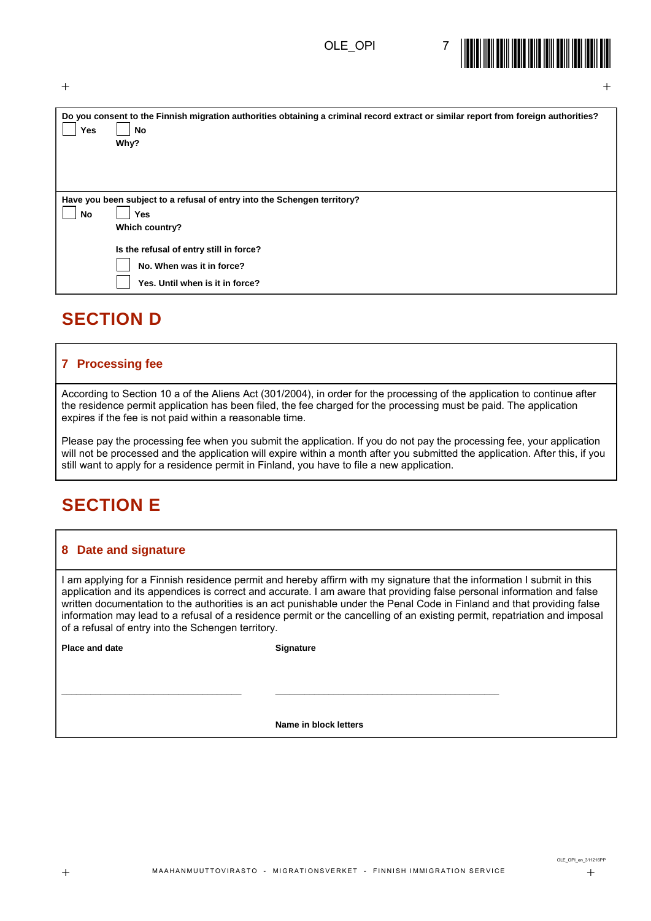**Do you consent to the Finnish migration authorities obtaining a criminal record extract or similar report from foreign authorities?**

☐ **Yes** ☐ **No**

**Why?**

**Have you been subject to a refusal of entry into the Schengen territory?**

☐ **No** ☐ **Yes**

**Which country?**

**Is the refusal of entry still in force?**

☐ **No. When was it in force?**

☐ **Yes. Until when is it in force?**

# SECTION D

## 7 Processing fee

According to Section 10 a of the Aliens Act (301/2004), in order for the processing of the application to continue after the residence permit application has been filed, the fee charged for the processing must be paid. The application expires if the fee is not paid within a reasonable time.

Please pay the processing fee when you submit the application. If you do not pay the processing fee, your application will not be processed and the application will expire within a month after you submitted the application. After this, if you still want to apply for a residence permit in Finland, you have to file a new application.

# SECTION E

## 8 Date and signature

I am applying for a Finnish residence permit and hereby affirm with my signature that the information I submit in this application and its appendices is correct and accurate. I am aware that providing false personal information and false written documentation to the authorities is an act punishable under the Penal Code in Finland and that providing false information may lead to a refusal of a residence permit or the cancelling of an existing permit, repatriation and imposal of a refusal of entry into the Schengen territory.

**Place and date** \_\_\_\_\_\_\_\_\_\_\_\_\_\_\_\_\_\_\_\_\_\_\_\_\_\_\_\_

**Signature** \_\_\_\_\_\_\_\_\_\_\_\_\_\_\_\_\_\_\_\_\_\_\_\_\_\_\_\_

**Name in block letters**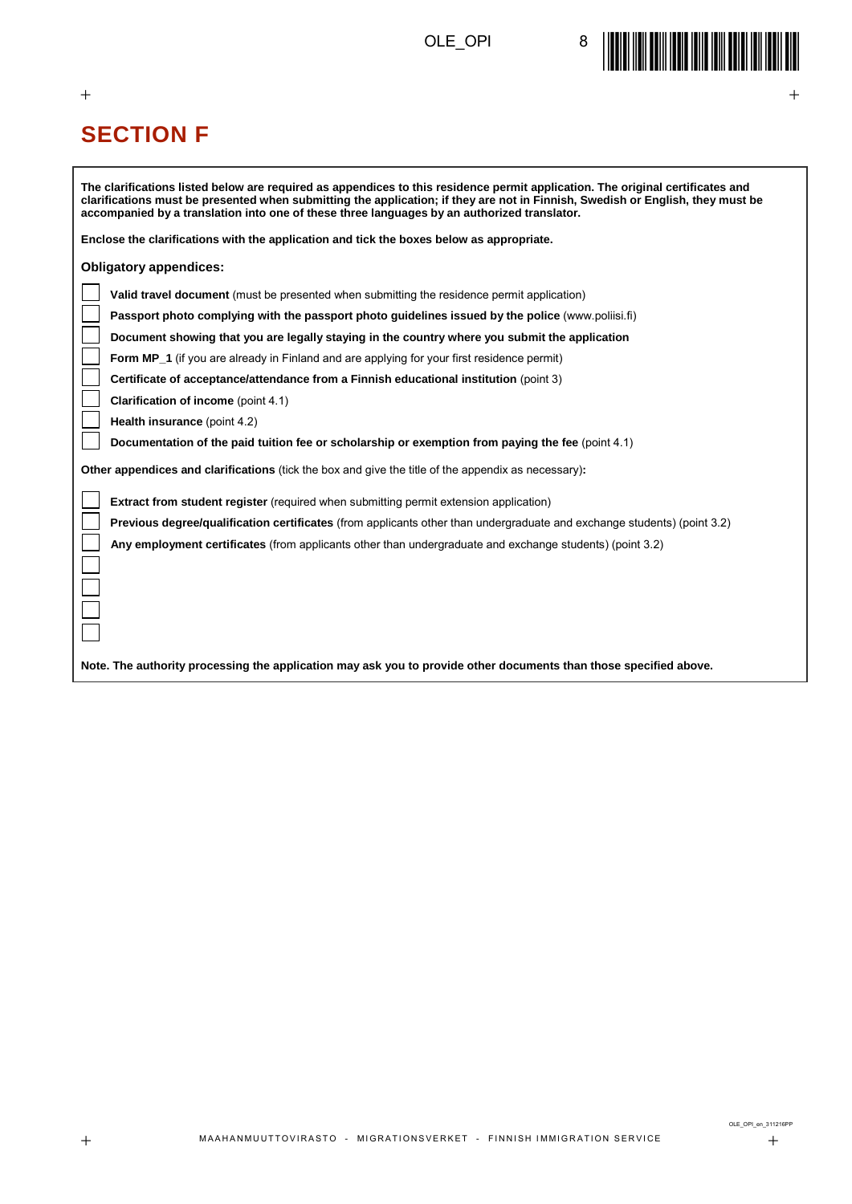# SECTION F

**The clarifications listed below are required as appendices to this residence permit application. The original certificates and clarifications must be presented when submitting the application; if they are not in Finnish, Swedish or English, they must be accompanied by a translation into one of these three languages by an authorized translator.**

**Enclose the clarifications with the application and tick the boxes below as appropriate.**

**Obligatory appendices:**

- ☐ **Valid travel document** (must be presented when submitting the residence permit application)
- ☐ **Passport photo complying with the passport photo guidelines issued by the police** (www.poliisi.fi)
- ☐ **Document showing that you are legally staying in the country where you submit the application**
- ☐ **Form MP_1** (if you are already in Finland and are applying for your first residence permit)
- ☐ **Certificate of acceptance/attendance from a Finnish educational institution** (point 3)
- ☐ **Clarification of income** (point 4.1)
- ☐ **Health insurance** (point 4.2)
- ☐ **Documentation of the paid tuition fee or scholarship or exemption from paying the fee** (point 4.1)

**Other appendices and clarifications** (tick the box and give the title of the appendix as necessary)**:**

- ☐ **Extract from student register** (required when submitting permit extension application)
- ☐ **Previous degree/qualification certificates** (from applicants other than undergraduate and exchange students) (point 3.2)
- ☐ **Any employment certificates** (from applicants other than undergraduate and exchange students) (point 3.2)
- ☐
- ☐
- ☐
- ☐

**Note. The authority processing the application may ask you to provide other documents than those specified above.**